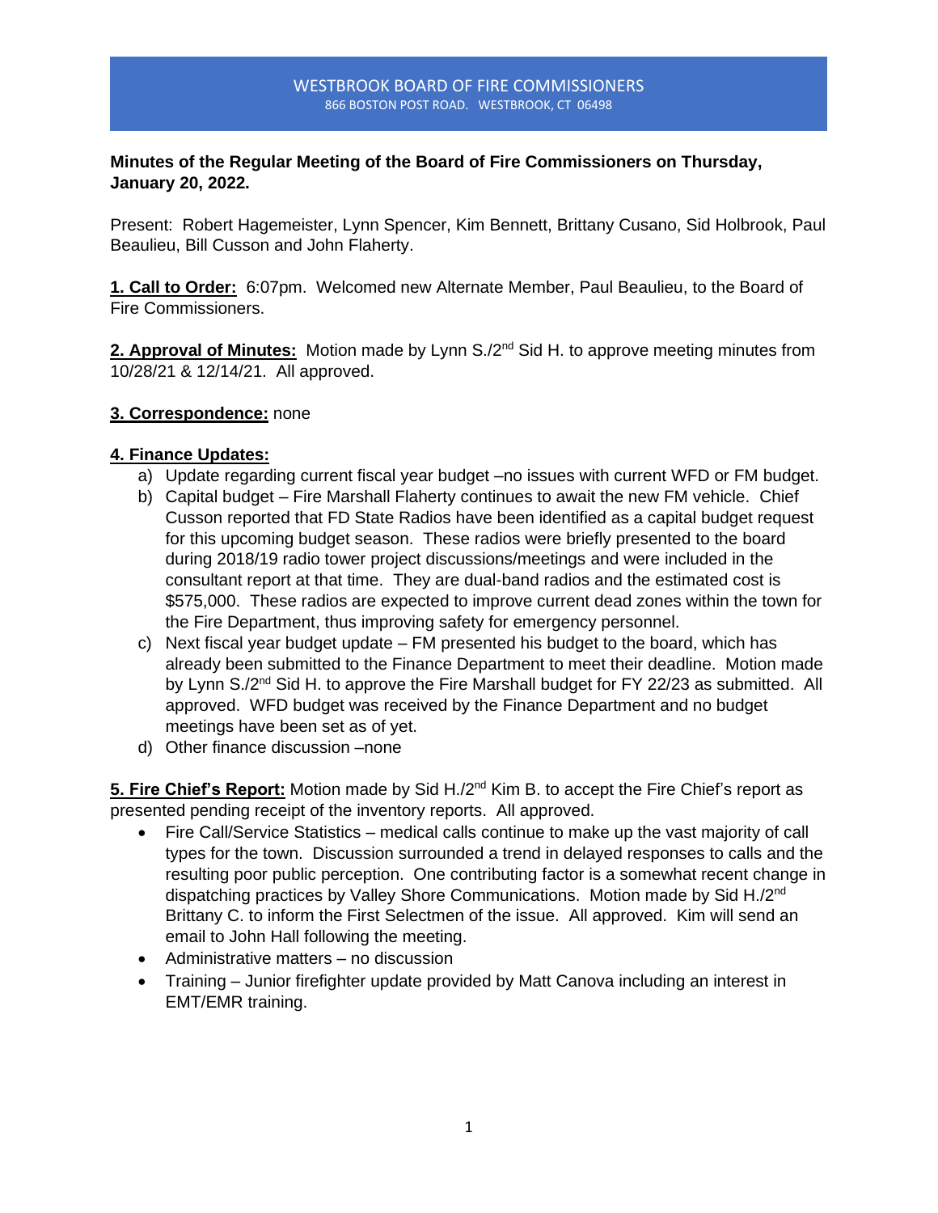WESTBROOK BOARD OF FIRE COMMISSIONERS
866 BOSTON POST ROAD. WESTBROOK, CT 06498

**Minutes of the Regular Meeting of the Board of Fire Commissioners on Thursday, January 20, 2022.**

Present: Robert Hagemeister, Lynn Spencer, Kim Bennett, Brittany Cusano, Sid Holbrook, Paul Beaulieu, Bill Cusson and John Flaherty.

**1. Call to Order:** 6:07pm. Welcomed new Alternate Member, Paul Beaulieu, to the Board of Fire Commissioners.

**2. Approval of Minutes:** Motion made by Lynn S./2nd Sid H. to approve meeting minutes from 10/28/21 & 12/14/21. All approved.

**3. Correspondence:** none

**4. Finance Updates:**

a) Update regarding current fiscal year budget –no issues with current WFD or FM budget.
b) Capital budget – Fire Marshall Flaherty continues to await the new FM vehicle. Chief Cusson reported that FD State Radios have been identified as a capital budget request for this upcoming budget season. These radios were briefly presented to the board during 2018/19 radio tower project discussions/meetings and were included in the consultant report at that time. They are dual-band radios and the estimated cost is $575,000. These radios are expected to improve current dead zones within the town for the Fire Department, thus improving safety for emergency personnel.
c) Next fiscal year budget update – FM presented his budget to the board, which has already been submitted to the Finance Department to meet their deadline. Motion made by Lynn S./2nd Sid H. to approve the Fire Marshall budget for FY 22/23 as submitted. All approved. WFD budget was received by the Finance Department and no budget meetings have been set as of yet.
d) Other finance discussion –none

**5. Fire Chief's Report:** Motion made by Sid H./2nd Kim B. to accept the Fire Chief's report as presented pending receipt of the inventory reports. All approved.

- Fire Call/Service Statistics – medical calls continue to make up the vast majority of call types for the town. Discussion surrounded a trend in delayed responses to calls and the resulting poor public perception. One contributing factor is a somewhat recent change in dispatching practices by Valley Shore Communications. Motion made by Sid H./2nd Brittany C. to inform the First Selectmen of the issue. All approved. Kim will send an email to John Hall following the meeting.
- Administrative matters – no discussion
- Training – Junior firefighter update provided by Matt Canova including an interest in EMT/EMR training.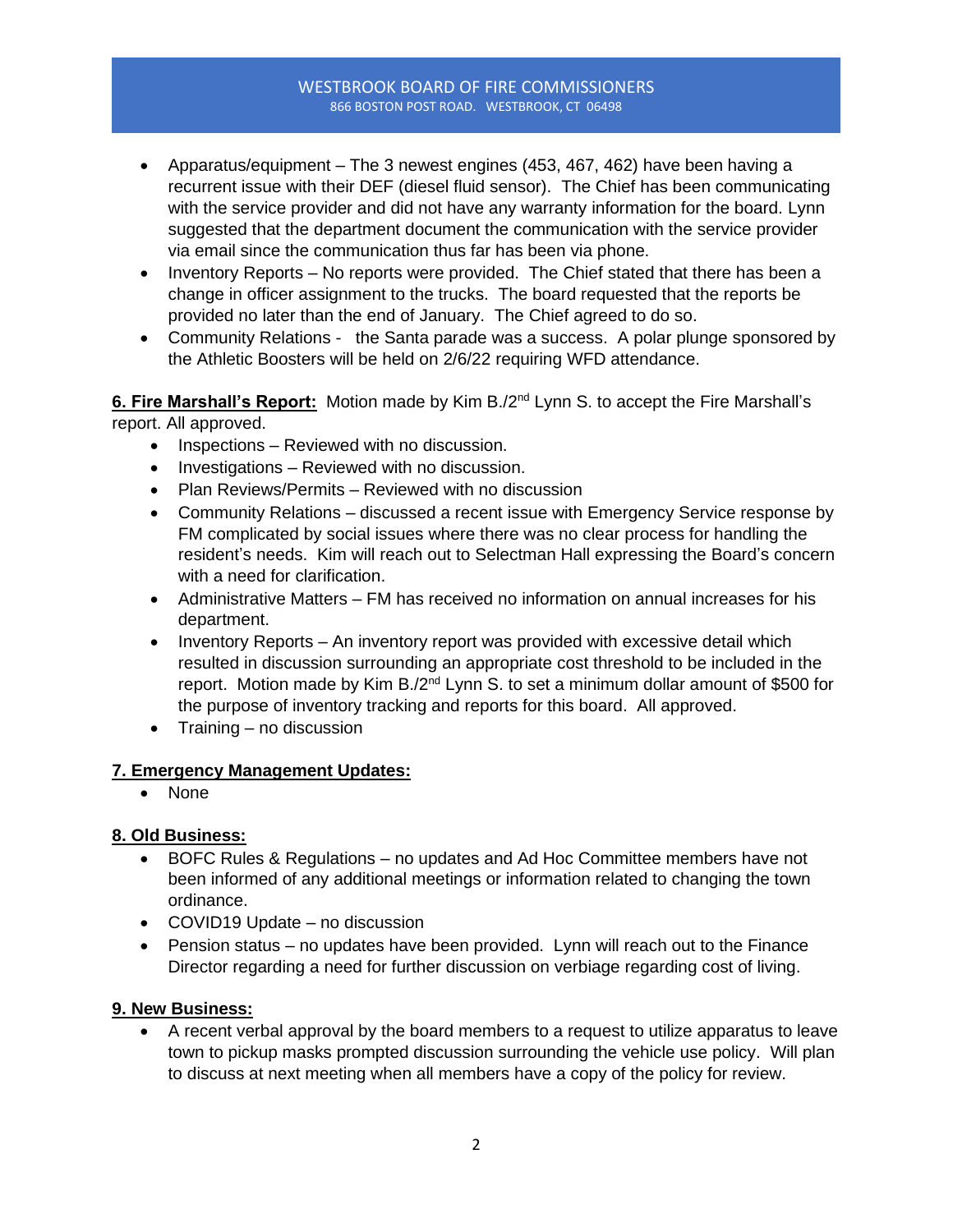- Apparatus/equipment – The 3 newest engines (453, 467, 462) have been having a recurrent issue with their DEF (diesel fluid sensor). The Chief has been communicating with the service provider and did not have any warranty information for the board. Lynn suggested that the department document the communication with the service provider via email since the communication thus far has been via phone.
- Inventory Reports – No reports were provided. The Chief stated that there has been a change in officer assignment to the trucks. The board requested that the reports be provided no later than the end of January. The Chief agreed to do so.
- Community Relations - the Santa parade was a success. A polar plunge sponsored by the Athletic Boosters will be held on 2/6/22 requiring WFD attendance.

**6. Fire Marshall's Report:** Motion made by Kim B./2nd Lynn S. to accept the Fire Marshall's report. All approved.

- Inspections – Reviewed with no discussion.
- Investigations – Reviewed with no discussion.
- Plan Reviews/Permits – Reviewed with no discussion
- Community Relations – discussed a recent issue with Emergency Service response by FM complicated by social issues where there was no clear process for handling the resident's needs. Kim will reach out to Selectman Hall expressing the Board's concern with a need for clarification.
- Administrative Matters – FM has received no information on annual increases for his department.
- Inventory Reports – An inventory report was provided with excessive detail which resulted in discussion surrounding an appropriate cost threshold to be included in the report. Motion made by Kim B./2nd Lynn S. to set a minimum dollar amount of $500 for the purpose of inventory tracking and reports for this board. All approved.
- Training – no discussion

**7. Emergency Management Updates:**

- None

**8. Old Business:**

- BOFC Rules & Regulations – no updates and Ad Hoc Committee members have not been informed of any additional meetings or information related to changing the town ordinance.
- COVID19 Update – no discussion
- Pension status – no updates have been provided. Lynn will reach out to the Finance Director regarding a need for further discussion on verbiage regarding cost of living.

**9. New Business:**

- A recent verbal approval by the board members to a request to utilize apparatus to leave town to pickup masks prompted discussion surrounding the vehicle use policy. Will plan to discuss at next meeting when all members have a copy of the policy for review.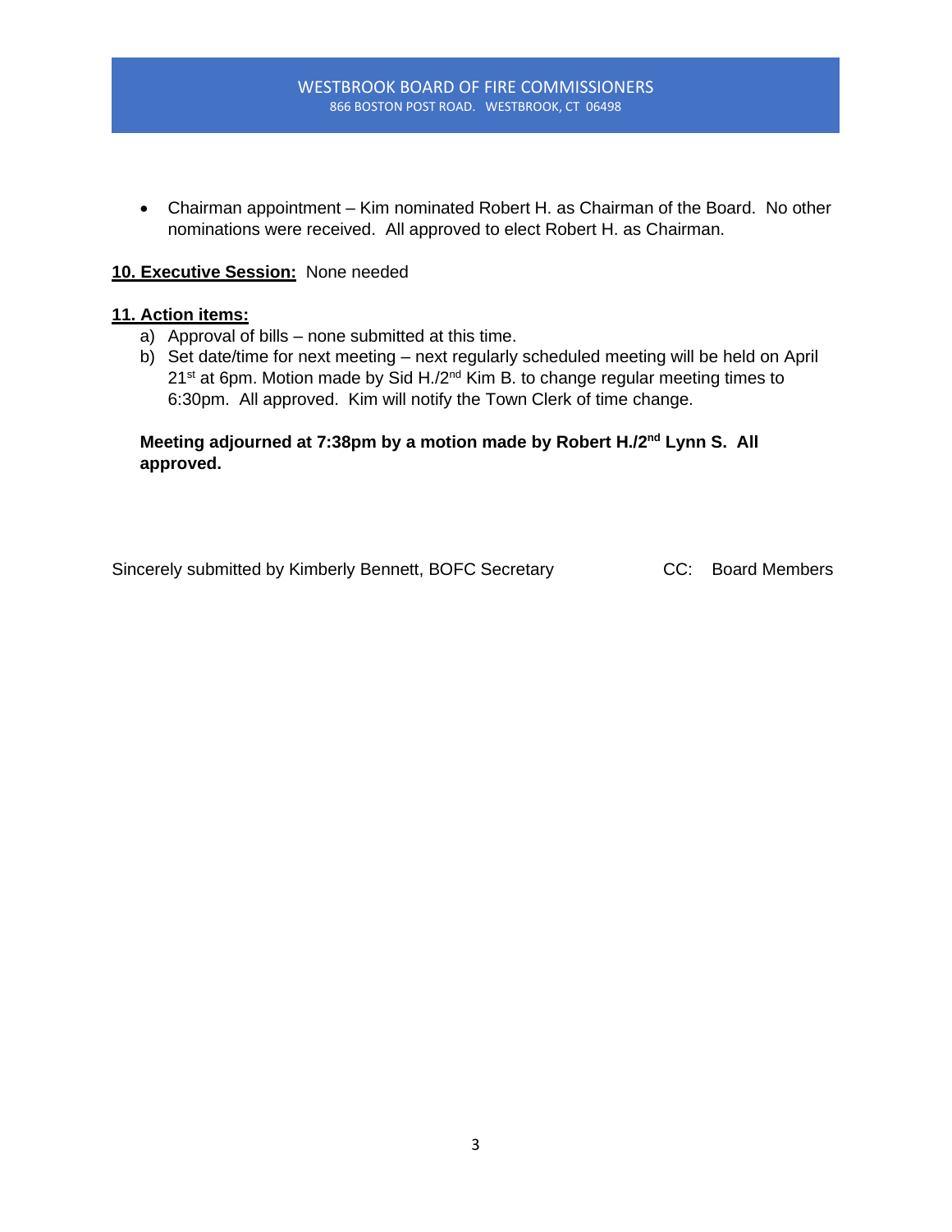- Chairman appointment – Kim nominated Robert H. as Chairman of the Board. No other nominations were received. All approved to elect Robert H. as Chairman.

**10. Executive Session:** None needed

**11. Action items:**

a) Approval of bills – none submitted at this time.
b) Set date/time for next meeting – next regularly scheduled meeting will be held on April 21st at 6pm. Motion made by Sid H./2nd Kim B. to change regular meeting times to 6:30pm. All approved. Kim will notify the Town Clerk of time change.

**Meeting adjourned at 7:38pm by a motion made by Robert H./2nd Lynn S. All approved.**

Sincerely submitted by Kimberly Bennett, BOFC Secretary

CC: Board Members